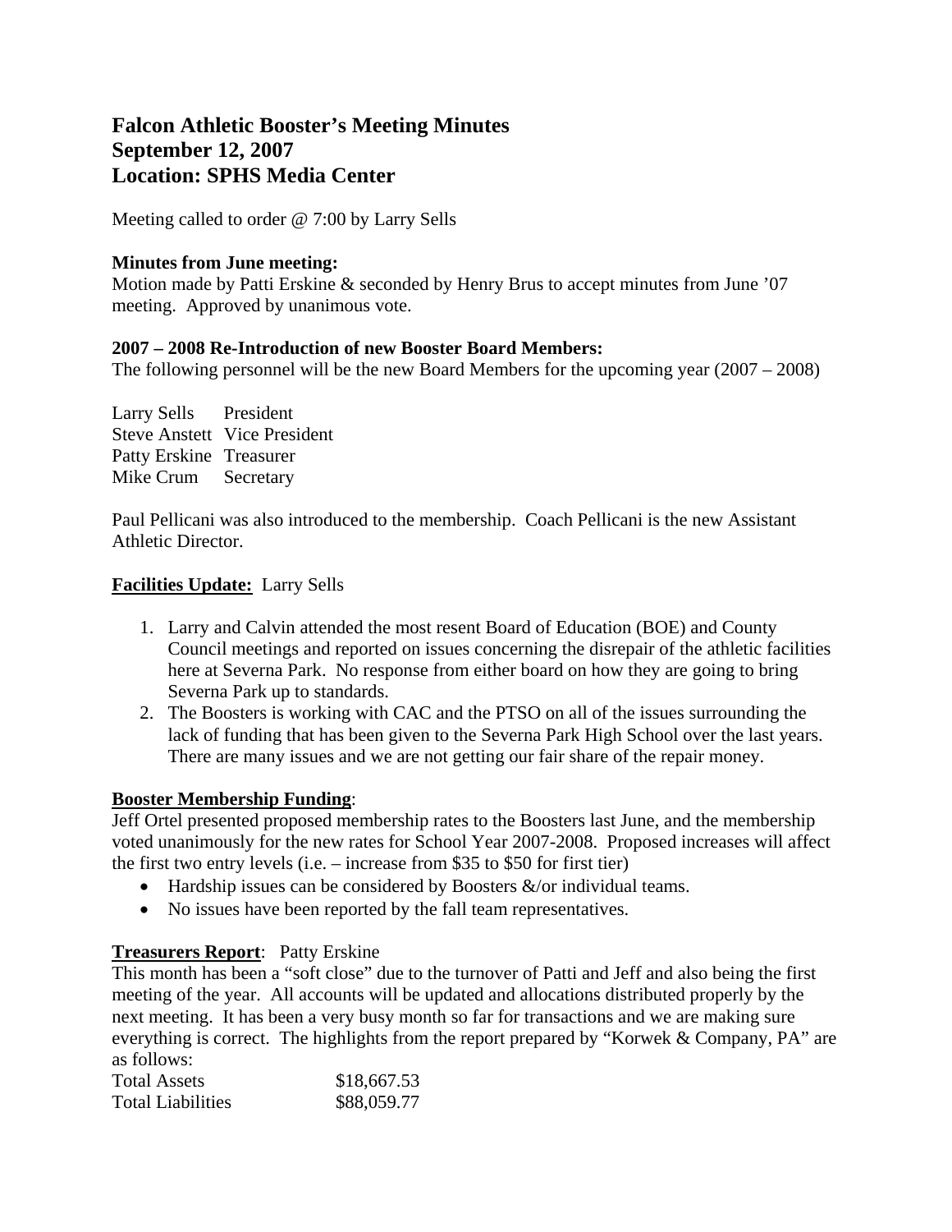# Falcon Athletic Booster's Meeting Minutes
# September 12, 2007
# Location: SPHS Media Center

Meeting called to order @ 7:00 by Larry Sells

**Minutes from June meeting:**

Motion made by Patti Erskine & seconded by Henry Brus to accept minutes from June '07 meeting. Approved by unanimous vote.

**2007 – 2008 Re-Introduction of new Booster Board Members:**

The following personnel will be the new Board Members for the upcoming year (2007 – 2008)

| | |
|---|---|
| Larry Sells | President |
| Steve Anstett | Vice President |
| Patty Erskine | Treasurer |
| Mike Crum | Secretary |

Paul Pellicani was also introduced to the membership. Coach Pellicani is the new Assistant Athletic Director.

**Facilities Update:** Larry Sells

1. Larry and Calvin attended the most resent Board of Education (BOE) and County Council meetings and reported on issues concerning the disrepair of the athletic facilities here at Severna Park. No response from either board on how they are going to bring Severna Park up to standards.
2. The Boosters is working with CAC and the PTSO on all of the issues surrounding the lack of funding that has been given to the Severna Park High School over the last years. There are many issues and we are not getting our fair share of the repair money.

**Booster Membership Funding**:

Jeff Ortel presented proposed membership rates to the Boosters last June, and the membership voted unanimously for the new rates for School Year 2007-2008. Proposed increases will affect the first two entry levels (i.e. – increase from $35 to $50 for first tier)

- Hardship issues can be considered by Boosters &/or individual teams.
- No issues have been reported by the fall team representatives.

**Treasurers Report**: Patty Erskine

This month has been a "soft close" due to the turnover of Patti and Jeff and also being the first meeting of the year. All accounts will be updated and allocations distributed properly by the next meeting. It has been a very busy month so far for transactions and we are making sure everything is correct. The highlights from the report prepared by "Korwek & Company, PA" are as follows:

| | |
|---|---|
| Total Assets | $18,667.53 |
| Total Liabilities | $88,059.77 |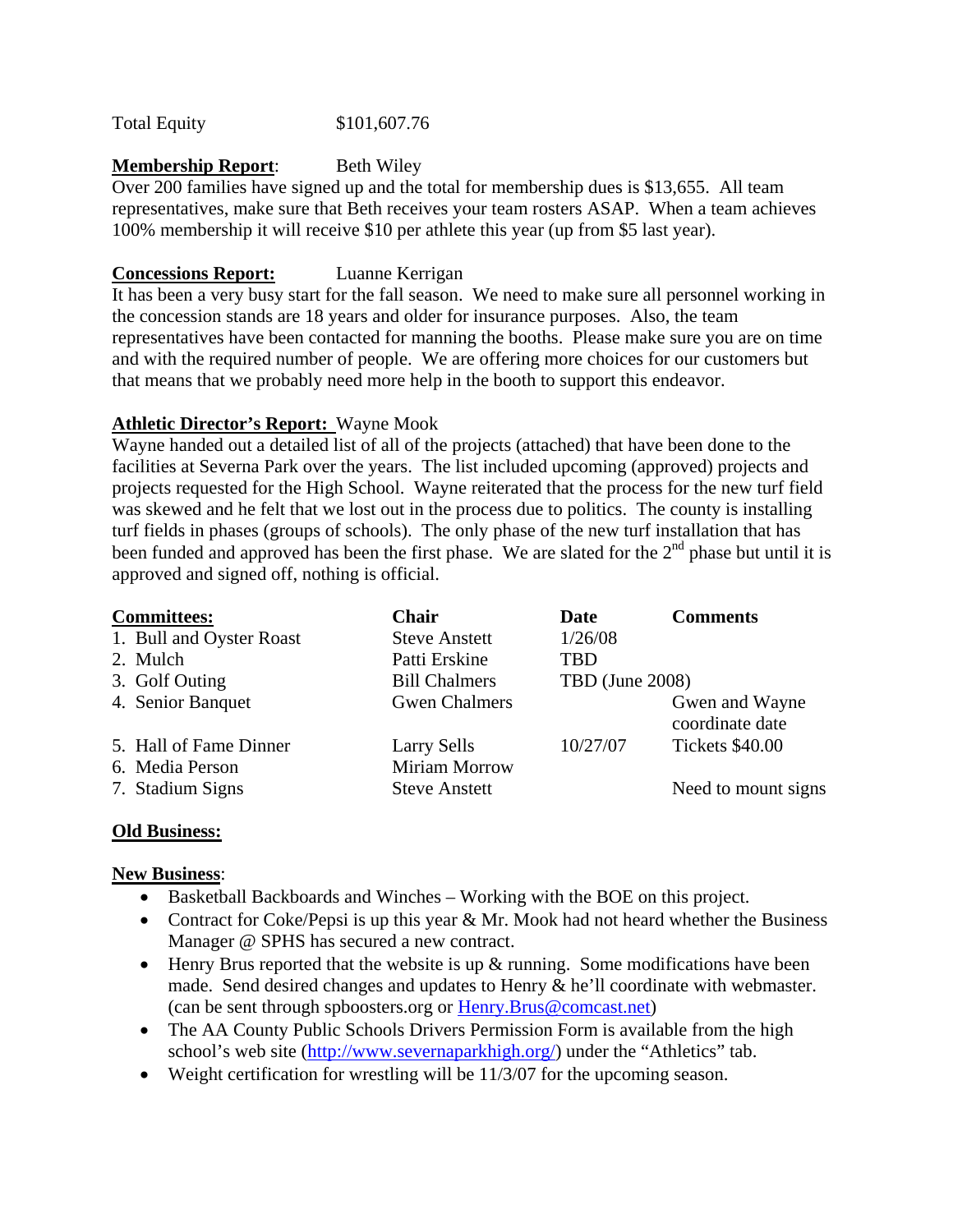Total Equity $101,607.76

**Membership Report**: Beth Wiley

Over 200 families have signed up and the total for membership dues is $13,655. All team representatives, make sure that Beth receives your team rosters ASAP. When a team achieves 100% membership it will receive $10 per athlete this year (up from $5 last year).

**Concessions Report:** Luanne Kerrigan

It has been a very busy start for the fall season. We need to make sure all personnel working in the concession stands are 18 years and older for insurance purposes. Also, the team representatives have been contacted for manning the booths. Please make sure you are on time and with the required number of people. We are offering more choices for our customers but that means that we probably need more help in the booth to support this endeavor.

**Athletic Director's Report:** Wayne Mook

Wayne handed out a detailed list of all of the projects (attached) that have been done to the facilities at Severna Park over the years. The list included upcoming (approved) projects and projects requested for the High School. Wayne reiterated that the process for the new turf field was skewed and he felt that we lost out in the process due to politics. The county is installing turf fields in phases (groups of schools). The only phase of the new turf installation that has been funded and approved has been the first phase. We are slated for the 2nd phase but until it is approved and signed off, nothing is official.

| **Committees:** | **Chair** | **Date** | **Comments** |
|---|---|---|---|
| 1. Bull and Oyster Roast | Steve Anstett | 1/26/08 | |
| 2. Mulch | Patti Erskine | TBD | |
| 3. Golf Outing | Bill Chalmers | TBD (June 2008) | |
| 4. Senior Banquet | Gwen Chalmers | | Gwen and Wayne coordinate date |
| 5. Hall of Fame Dinner | Larry Sells | 10/27/07 | Tickets $40.00 |
| 6. Media Person | Miriam Morrow | | |
| 7. Stadium Signs | Steve Anstett | | Need to mount signs |

**Old Business:**

**New Business**:

- Basketball Backboards and Winches – Working with the BOE on this project.
- Contract for Coke/Pepsi is up this year & Mr. Mook had not heard whether the Business Manager @ SPHS has secured a new contract.
- Henry Brus reported that the website is up & running. Some modifications have been made. Send desired changes and updates to Henry & he'll coordinate with webmaster. (can be sent through spboosters.org or Henry.Brus@comcast.net)
- The AA County Public Schools Drivers Permission Form is available from the high school's web site (http://www.severnaparkhigh.org/) under the "Athletics" tab.
- Weight certification for wrestling will be 11/3/07 for the upcoming season.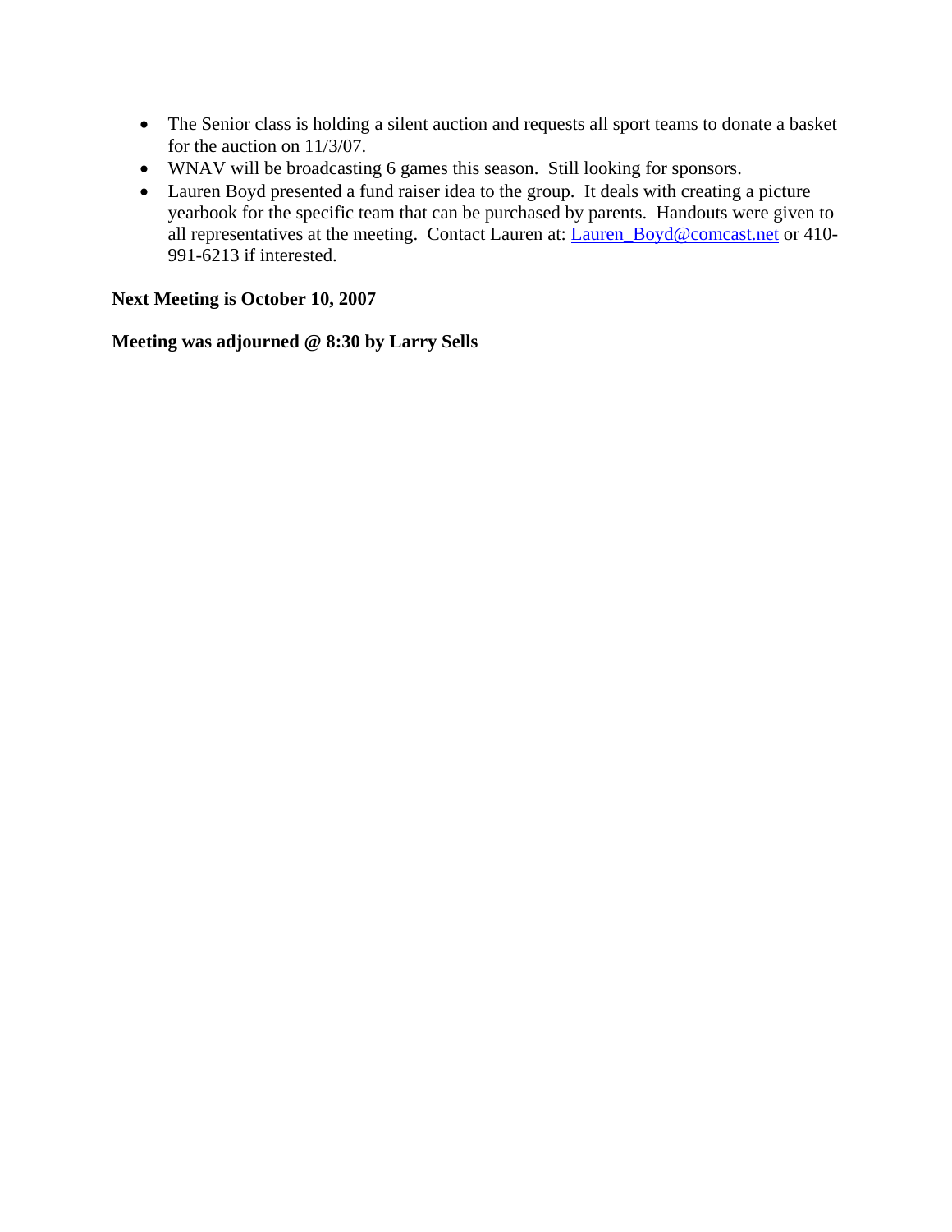- The Senior class is holding a silent auction and requests all sport teams to donate a basket for the auction on 11/3/07.
- WNAV will be broadcasting 6 games this season. Still looking for sponsors.
- Lauren Boyd presented a fund raiser idea to the group. It deals with creating a picture yearbook for the specific team that can be purchased by parents. Handouts were given to all representatives at the meeting. Contact Lauren at: Lauren_Boyd@comcast.net or 410-991-6213 if interested.

**Next Meeting is October 10, 2007**

**Meeting was adjourned @ 8:30 by Larry Sells**